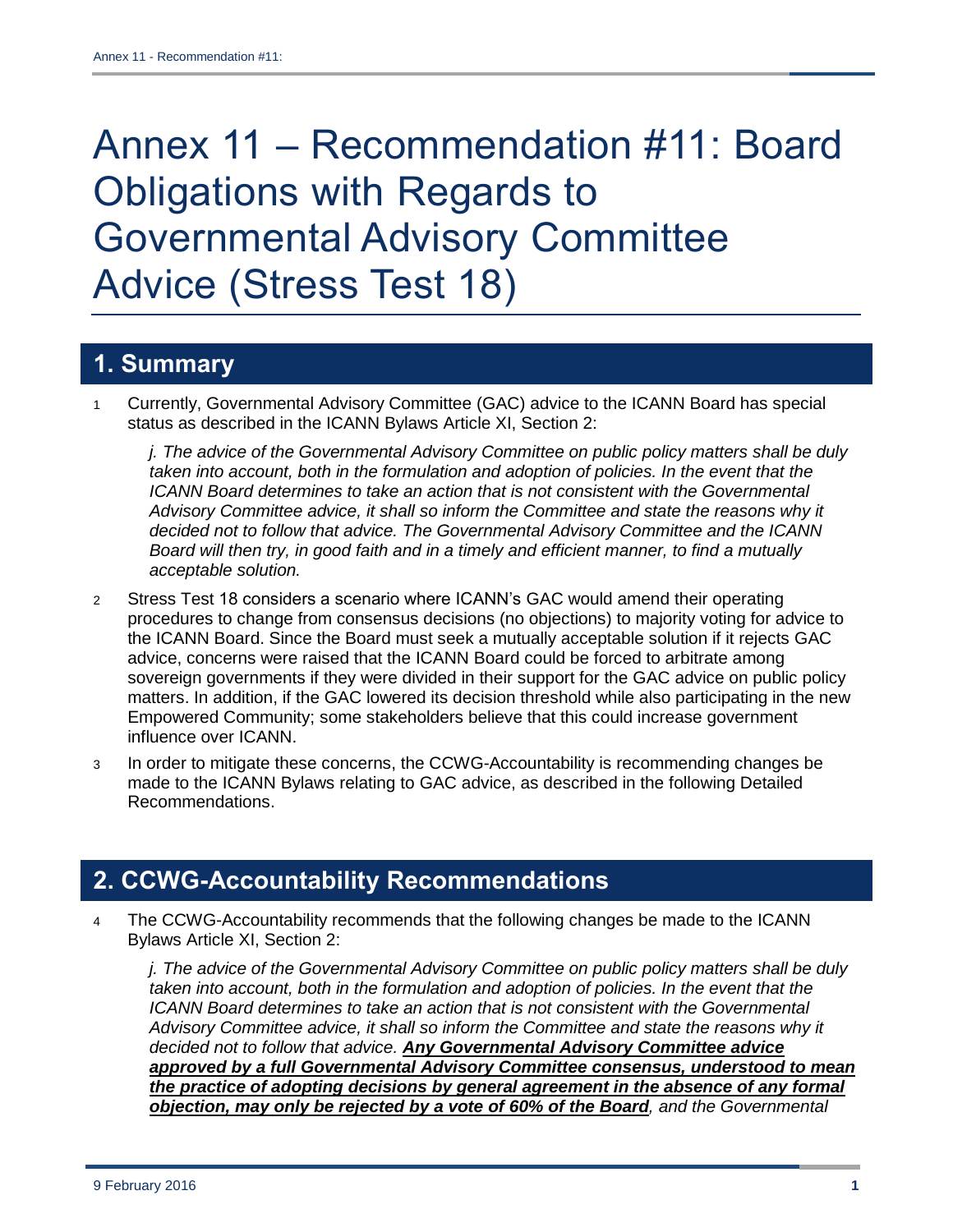# Annex 11 – Recommendation #11: Board Obligations with Regards to Governmental Advisory Committee Advice (Stress Test 18)

## 1. Summary

1 Currently, Governmental Advisory Committee (GAC) advice to the ICANN Board has special status as described in the ICANN Bylaws Article XI, Section 2:

> *j. The advice of the Governmental Advisory Committee on public policy matters shall be duly taken into account, both in the formulation and adoption of policies. In the event that the ICANN Board determines to take an action that is not consistent with the Governmental Advisory Committee advice, it shall so inform the Committee and state the reasons why it decided not to follow that advice. The Governmental Advisory Committee and the ICANN Board will then try, in good faith and in a timely and efficient manner, to find a mutually acceptable solution.*

2 Stress Test 18 considers a scenario where ICANN's GAC would amend their operating procedures to change from consensus decisions (no objections) to majority voting for advice to the ICANN Board. Since the Board must seek a mutually acceptable solution if it rejects GAC advice, concerns were raised that the ICANN Board could be forced to arbitrate among sovereign governments if they were divided in their support for the GAC advice on public policy matters. In addition, if the GAC lowered its decision threshold while also participating in the new Empowered Community; some stakeholders believe that this could increase government influence over ICANN.

3 In order to mitigate these concerns, the CCWG-Accountability is recommending changes be made to the ICANN Bylaws relating to GAC advice, as described in the following Detailed Recommendations.

## 2. CCWG-Accountability Recommendations

4 The CCWG-Accountability recommends that the following changes be made to the ICANN Bylaws Article XI, Section 2:

> *j. The advice of the Governmental Advisory Committee on public policy matters shall be duly taken into account, both in the formulation and adoption of policies. In the event that the ICANN Board determines to take an action that is not consistent with the Governmental Advisory Committee advice, it shall so inform the Committee and state the reasons why it decided not to follow that advice.* ***Any Governmental Advisory Committee advice approved by a full Governmental Advisory Committee consensus, understood to mean the practice of adopting decisions by general agreement in the absence of any formal objection, may only be rejected by a vote of 60% of the Board****, and the Governmental*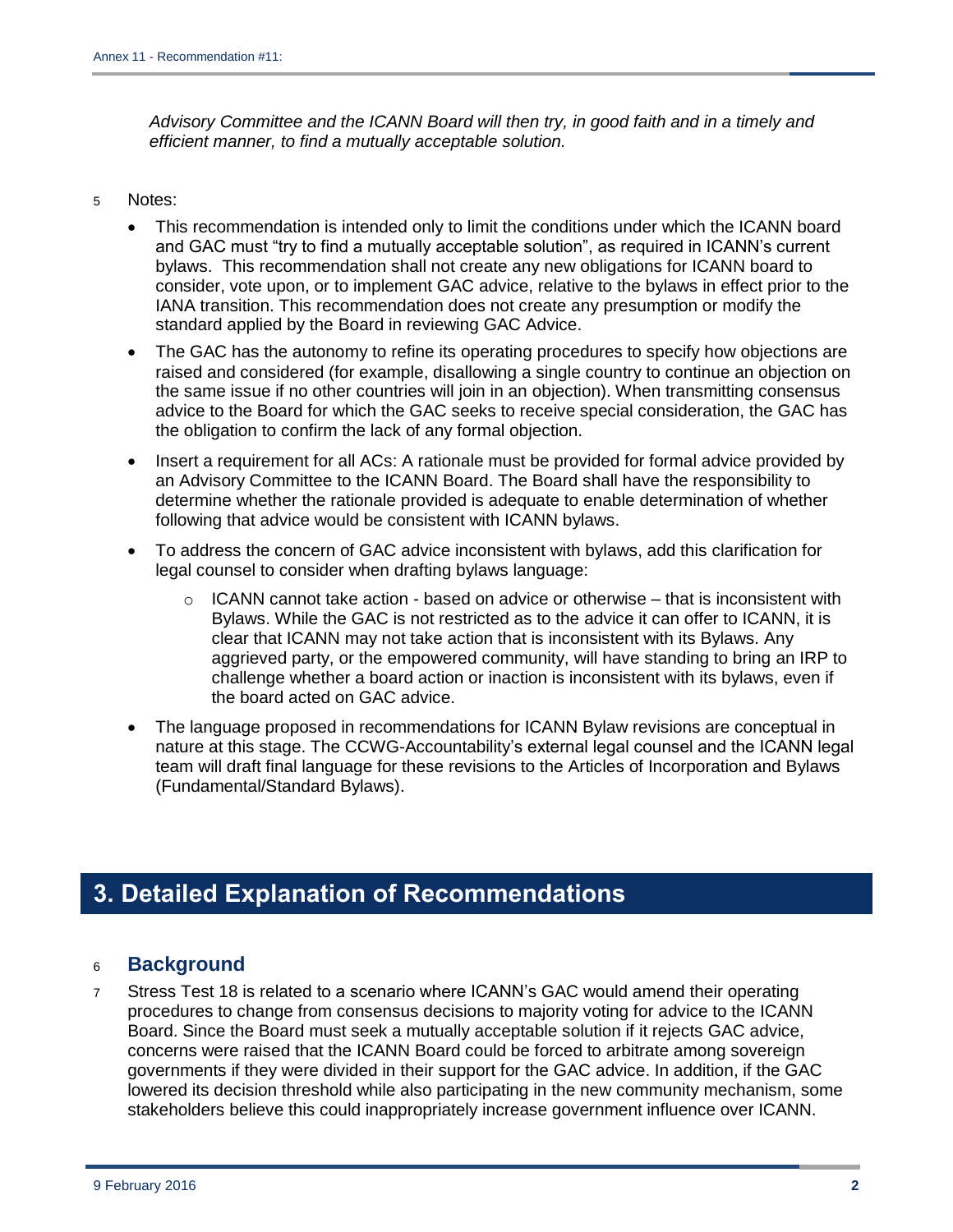*Advisory Committee and the ICANN Board will then try, in good faith and in a timely and efficient manner, to find a mutually acceptable solution.*

5 Notes:

- This recommendation is intended only to limit the conditions under which the ICANN board and GAC must "try to find a mutually acceptable solution", as required in ICANN's current bylaws. This recommendation shall not create any new obligations for ICANN board to consider, vote upon, or to implement GAC advice, relative to the bylaws in effect prior to the IANA transition. This recommendation does not create any presumption or modify the standard applied by the Board in reviewing GAC Advice.
- The GAC has the autonomy to refine its operating procedures to specify how objections are raised and considered (for example, disallowing a single country to continue an objection on the same issue if no other countries will join in an objection). When transmitting consensus advice to the Board for which the GAC seeks to receive special consideration, the GAC has the obligation to confirm the lack of any formal objection.
- Insert a requirement for all ACs: A rationale must be provided for formal advice provided by an Advisory Committee to the ICANN Board. The Board shall have the responsibility to determine whether the rationale provided is adequate to enable determination of whether following that advice would be consistent with ICANN bylaws.
- To address the concern of GAC advice inconsistent with bylaws, add this clarification for legal counsel to consider when drafting bylaws language:
  - ICANN cannot take action - based on advice or otherwise – that is inconsistent with Bylaws. While the GAC is not restricted as to the advice it can offer to ICANN, it is clear that ICANN may not take action that is inconsistent with its Bylaws. Any aggrieved party, or the empowered community, will have standing to bring an IRP to challenge whether a board action or inaction is inconsistent with its bylaws, even if the board acted on GAC advice.
- The language proposed in recommendations for ICANN Bylaw revisions are conceptual in nature at this stage. The CCWG-Accountability's external legal counsel and the ICANN legal team will draft final language for these revisions to the Articles of Incorporation and Bylaws (Fundamental/Standard Bylaws).

# 3. Detailed Explanation of Recommendations

## 6 Background

7 Stress Test 18 is related to a scenario where ICANN's GAC would amend their operating procedures to change from consensus decisions to majority voting for advice to the ICANN Board. Since the Board must seek a mutually acceptable solution if it rejects GAC advice, concerns were raised that the ICANN Board could be forced to arbitrate among sovereign governments if they were divided in their support for the GAC advice. In addition, if the GAC lowered its decision threshold while also participating in the new community mechanism, some stakeholders believe this could inappropriately increase government influence over ICANN.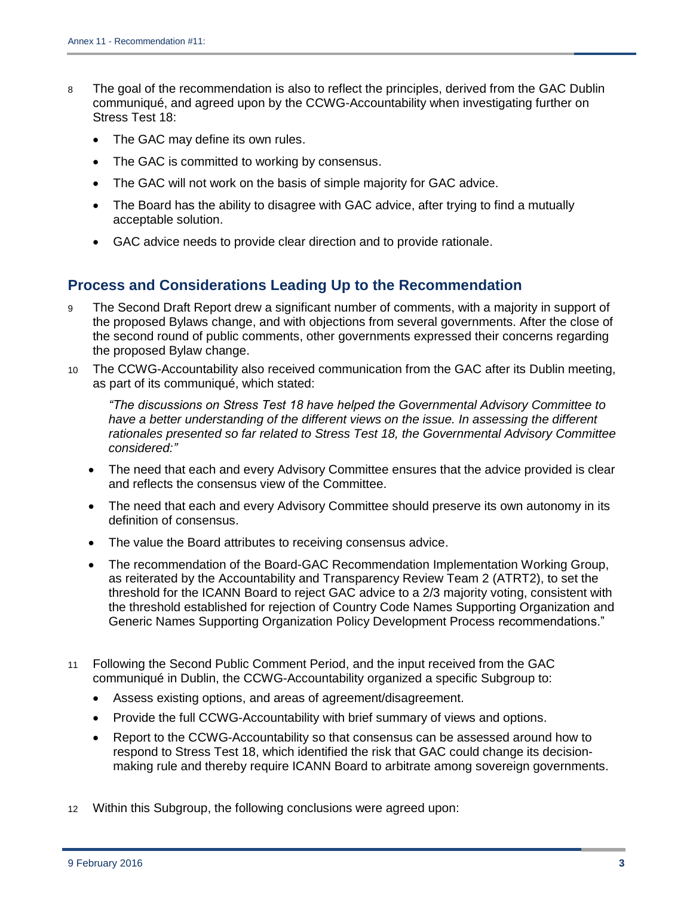8 The goal of the recommendation is also to reflect the principles, derived from the GAC Dublin communiqué, and agreed upon by the CCWG-Accountability when investigating further on Stress Test 18:

- The GAC may define its own rules.
- The GAC is committed to working by consensus.
- The GAC will not work on the basis of simple majority for GAC advice.
- The Board has the ability to disagree with GAC advice, after trying to find a mutually acceptable solution.
- GAC advice needs to provide clear direction and to provide rationale.

## Process and Considerations Leading Up to the Recommendation

9 The Second Draft Report drew a significant number of comments, with a majority in support of the proposed Bylaws change, and with objections from several governments. After the close of the second round of public comments, other governments expressed their concerns regarding the proposed Bylaw change.

10 The CCWG-Accountability also received communication from the GAC after its Dublin meeting, as part of its communiqué, which stated:

> *"The discussions on Stress Test 18 have helped the Governmental Advisory Committee to have a better understanding of the different views on the issue. In assessing the different rationales presented so far related to Stress Test 18, the Governmental Advisory Committee considered:"*

- The need that each and every Advisory Committee ensures that the advice provided is clear and reflects the consensus view of the Committee.
- The need that each and every Advisory Committee should preserve its own autonomy in its definition of consensus.
- The value the Board attributes to receiving consensus advice.
- The recommendation of the Board-GAC Recommendation Implementation Working Group, as reiterated by the Accountability and Transparency Review Team 2 (ATRT2), to set the threshold for the ICANN Board to reject GAC advice to a 2/3 majority voting, consistent with the threshold established for rejection of Country Code Names Supporting Organization and Generic Names Supporting Organization Policy Development Process recommendations."

11 Following the Second Public Comment Period, and the input received from the GAC communiqué in Dublin, the CCWG-Accountability organized a specific Subgroup to:

- Assess existing options, and areas of agreement/disagreement.
- Provide the full CCWG-Accountability with brief summary of views and options.
- Report to the CCWG-Accountability so that consensus can be assessed around how to respond to Stress Test 18, which identified the risk that GAC could change its decision-making rule and thereby require ICANN Board to arbitrate among sovereign governments.

12 Within this Subgroup, the following conclusions were agreed upon: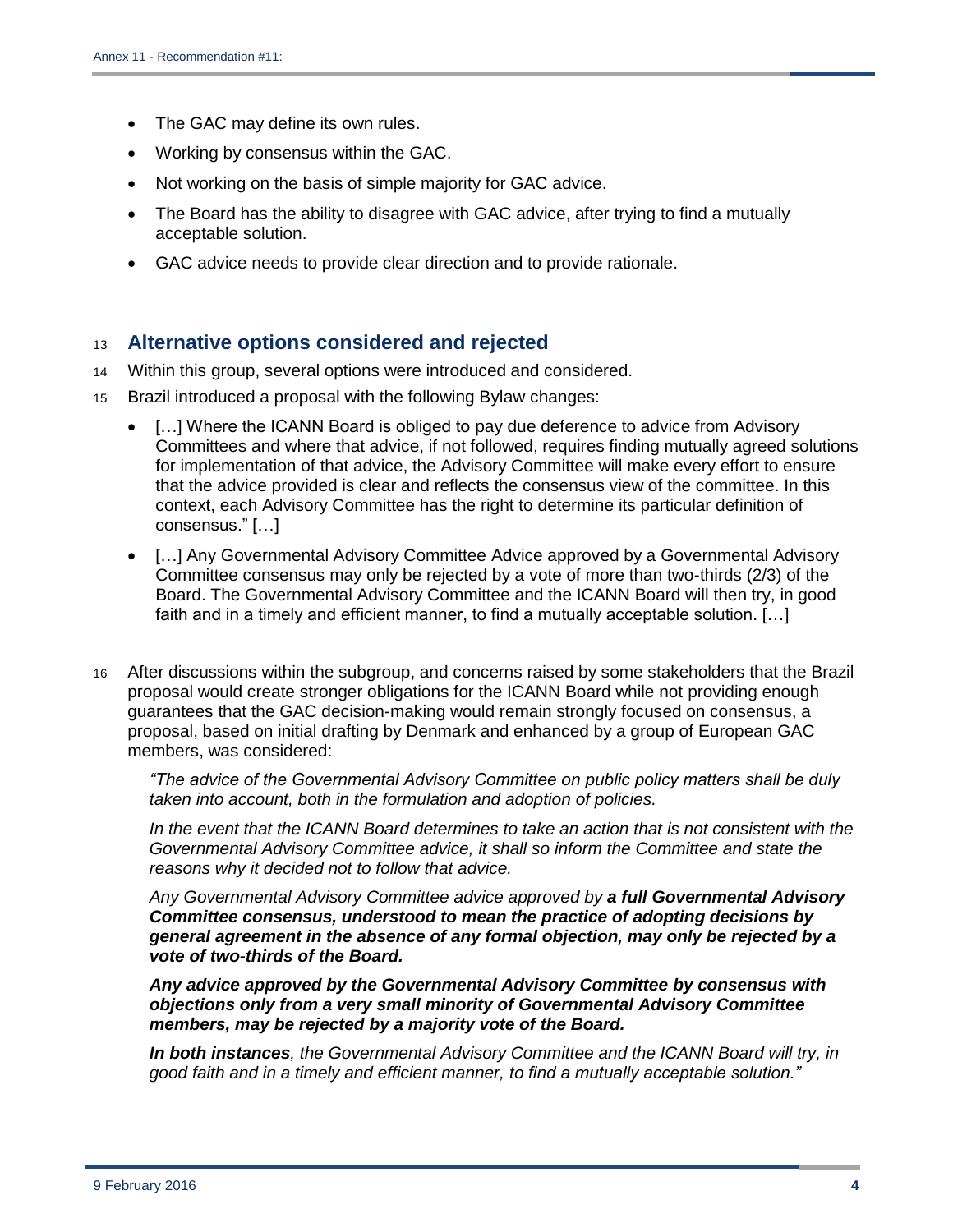- The GAC may define its own rules.
- Working by consensus within the GAC.
- Not working on the basis of simple majority for GAC advice.
- The Board has the ability to disagree with GAC advice, after trying to find a mutually acceptable solution.
- GAC advice needs to provide clear direction and to provide rationale.

## Alternative options considered and rejected

Within this group, several options were introduced and considered.

Brazil introduced a proposal with the following Bylaw changes:

- […] Where the ICANN Board is obliged to pay due deference to advice from Advisory Committees and where that advice, if not followed, requires finding mutually agreed solutions for implementation of that advice, the Advisory Committee will make every effort to ensure that the advice provided is clear and reflects the consensus view of the committee. In this context, each Advisory Committee has the right to determine its particular definition of consensus." […]
- […] Any Governmental Advisory Committee Advice approved by a Governmental Advisory Committee consensus may only be rejected by a vote of more than two-thirds (2/3) of the Board. The Governmental Advisory Committee and the ICANN Board will then try, in good faith and in a timely and efficient manner, to find a mutually acceptable solution. […]

After discussions within the subgroup, and concerns raised by some stakeholders that the Brazil proposal would create stronger obligations for the ICANN Board while not providing enough guarantees that the GAC decision-making would remain strongly focused on consensus, a proposal, based on initial drafting by Denmark and enhanced by a group of European GAC members, was considered:

> *"The advice of the Governmental Advisory Committee on public policy matters shall be duly taken into account, both in the formulation and adoption of policies.*
>
> *In the event that the ICANN Board determines to take an action that is not consistent with the Governmental Advisory Committee advice, it shall so inform the Committee and state the reasons why it decided not to follow that advice.*
>
> *Any Governmental Advisory Committee advice approved by* ***a full Governmental Advisory Committee consensus, understood to mean the practice of adopting decisions by general agreement in the absence of any formal objection, may only be rejected by a vote of two-thirds of the Board.***
>
> ***Any advice approved by the Governmental Advisory Committee by consensus with objections only from a very small minority of Governmental Advisory Committee members, may be rejected by a majority vote of the Board.***
>
> ***In both instances****, the Governmental Advisory Committee and the ICANN Board will try, in good faith and in a timely and efficient manner, to find a mutually acceptable solution."*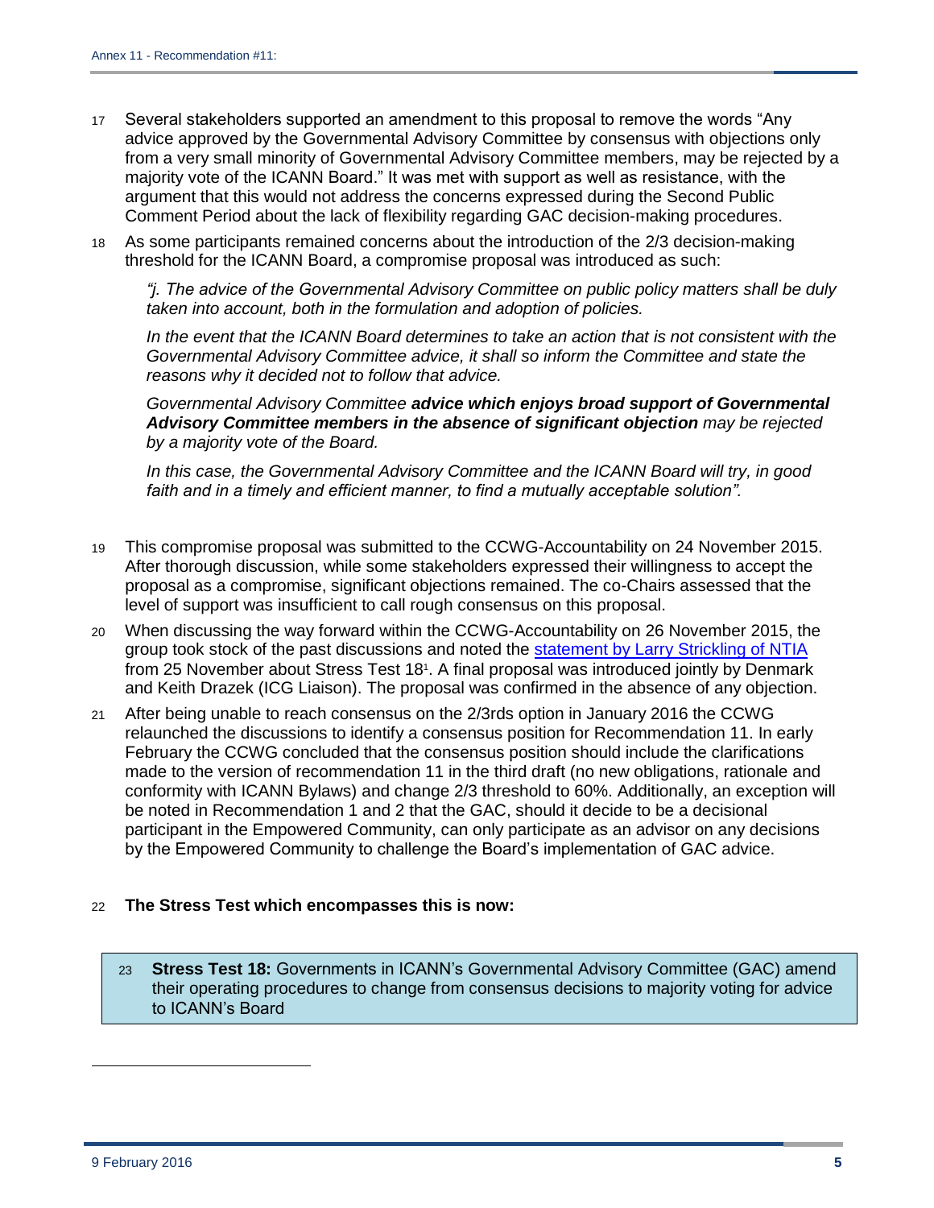17 Several stakeholders supported an amendment to this proposal to remove the words "Any advice approved by the Governmental Advisory Committee by consensus with objections only from a very small minority of Governmental Advisory Committee members, may be rejected by a majority vote of the ICANN Board." It was met with support as well as resistance, with the argument that this would not address the concerns expressed during the Second Public Comment Period about the lack of flexibility regarding GAC decision-making procedures.

18 As some participants remained concerns about the introduction of the 2/3 decision-making threshold for the ICANN Board, a compromise proposal was introduced as such:

> *"j. The advice of the Governmental Advisory Committee on public policy matters shall be duly taken into account, both in the formulation and adoption of policies.*
>
> *In the event that the ICANN Board determines to take an action that is not consistent with the Governmental Advisory Committee advice, it shall so inform the Committee and state the reasons why it decided not to follow that advice.*
>
> *Governmental Advisory Committee **advice which enjoys broad support of Governmental Advisory Committee members in the absence of significant objection** may be rejected by a majority vote of the Board.*
>
> *In this case, the Governmental Advisory Committee and the ICANN Board will try, in good faith and in a timely and efficient manner, to find a mutually acceptable solution".*

19 This compromise proposal was submitted to the CCWG-Accountability on 24 November 2015. After thorough discussion, while some stakeholders expressed their willingness to accept the proposal as a compromise, significant objections remained. The co-Chairs assessed that the level of support was insufficient to call rough consensus on this proposal.

20 When discussing the way forward within the CCWG-Accountability on 26 November 2015, the group took stock of the past discussions and noted the statement by Larry Strickling of NTIA from 25 November about Stress Test 18[1]. A final proposal was introduced jointly by Denmark and Keith Drazek (ICG Liaison). The proposal was confirmed in the absence of any objection.

21 After being unable to reach consensus on the 2/3rds option in January 2016 the CCWG relaunched the discussions to identify a consensus position for Recommendation 11. In early February the CCWG concluded that the consensus position should include the clarifications made to the version of recommendation 11 in the third draft (no new obligations, rationale and conformity with ICANN Bylaws) and change 2/3 threshold to 60%. Additionally, an exception will be noted in Recommendation 1 and 2 that the GAC, should it decide to be a decisional participant in the Empowered Community, can only participate as an advisor on any decisions by the Empowered Community to challenge the Board's implementation of GAC advice.

22 **The Stress Test which encompasses this is now:**

23 **Stress Test 18:** Governments in ICANN's Governmental Advisory Committee (GAC) amend their operating procedures to change from consensus decisions to majority voting for advice to ICANN's Board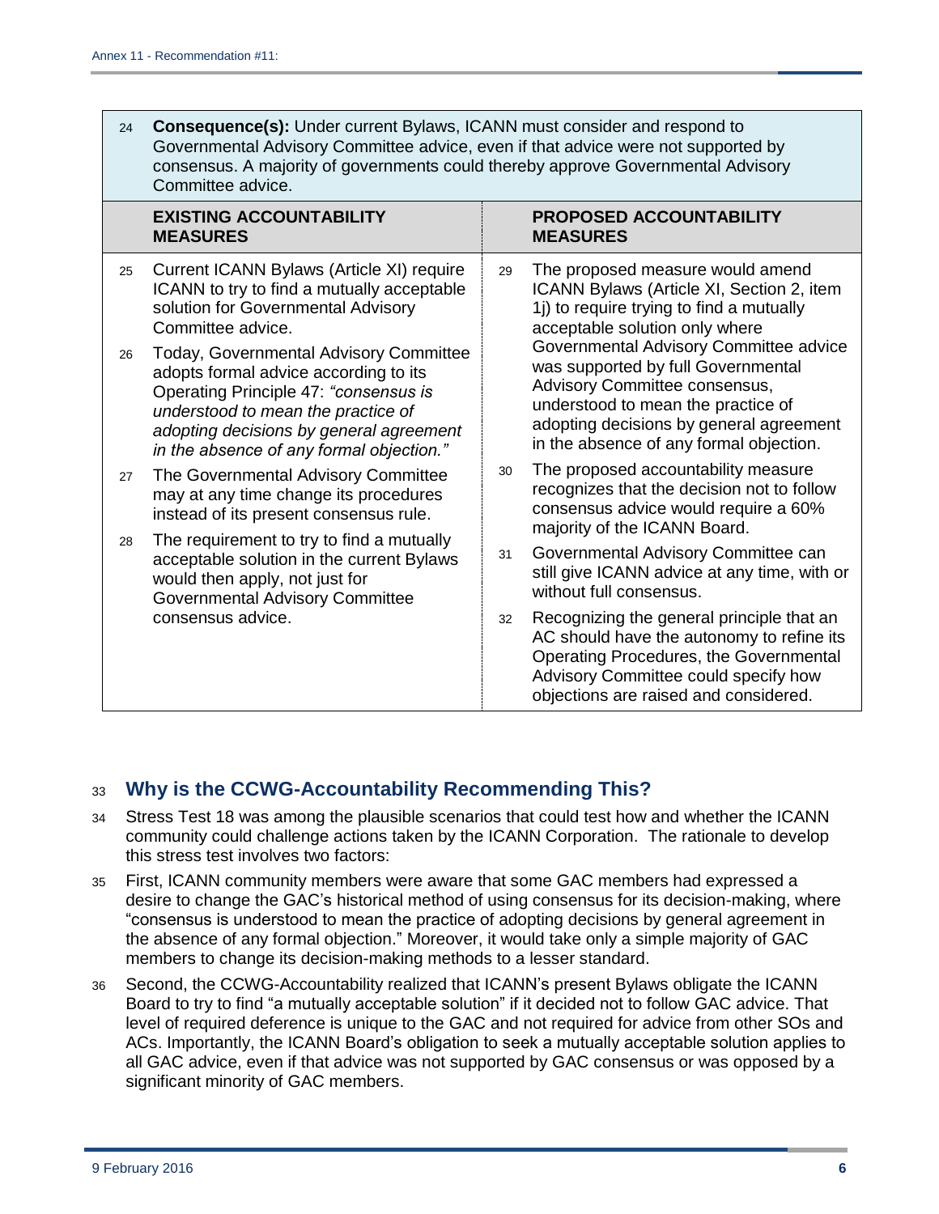**Consequence(s):** Under current Bylaws, ICANN must consider and respond to Governmental Advisory Committee advice, even if that advice were not supported by consensus. A majority of governments could thereby approve Governmental Advisory Committee advice.

| EXISTING ACCOUNTABILITY MEASURES | PROPOSED ACCOUNTABILITY MEASURES |
|---|---|
| Current ICANN Bylaws (Article XI) require ICANN to try to find a mutually acceptable solution for Governmental Advisory Committee advice.<br><br>Today, Governmental Advisory Committee adopts formal advice according to its Operating Principle 47: *"consensus is understood to mean the practice of adopting decisions by general agreement in the absence of any formal objection."*<br><br>The Governmental Advisory Committee may at any time change its procedures instead of its present consensus rule.<br><br>The requirement to try to find a mutually acceptable solution in the current Bylaws would then apply, not just for Governmental Advisory Committee consensus advice. | The proposed measure would amend ICANN Bylaws (Article XI, Section 2, item 1j) to require trying to find a mutually acceptable solution only where Governmental Advisory Committee advice was supported by full Governmental Advisory Committee consensus, understood to mean the practice of adopting decisions by general agreement in the absence of any formal objection.<br><br>The proposed accountability measure recognizes that the decision not to follow consensus advice would require a 60% majority of the ICANN Board.<br><br>Governmental Advisory Committee can still give ICANN advice at any time, with or without full consensus.<br><br>Recognizing the general principle that an AC should have the autonomy to refine its Operating Procedures, the Governmental Advisory Committee could specify how objections are raised and considered. |

## Why is the CCWG-Accountability Recommending This?

Stress Test 18 was among the plausible scenarios that could test how and whether the ICANN community could challenge actions taken by the ICANN Corporation. The rationale to develop this stress test involves two factors:

First, ICANN community members were aware that some GAC members had expressed a desire to change the GAC's historical method of using consensus for its decision-making, where "consensus is understood to mean the practice of adopting decisions by general agreement in the absence of any formal objection." Moreover, it would take only a simple majority of GAC members to change its decision-making methods to a lesser standard.

Second, the CCWG-Accountability realized that ICANN's present Bylaws obligate the ICANN Board to try to find "a mutually acceptable solution" if it decided not to follow GAC advice. That level of required deference is unique to the GAC and not required for advice from other SOs and ACs. Importantly, the ICANN Board's obligation to seek a mutually acceptable solution applies to all GAC advice, even if that advice was not supported by GAC consensus or was opposed by a significant minority of GAC members.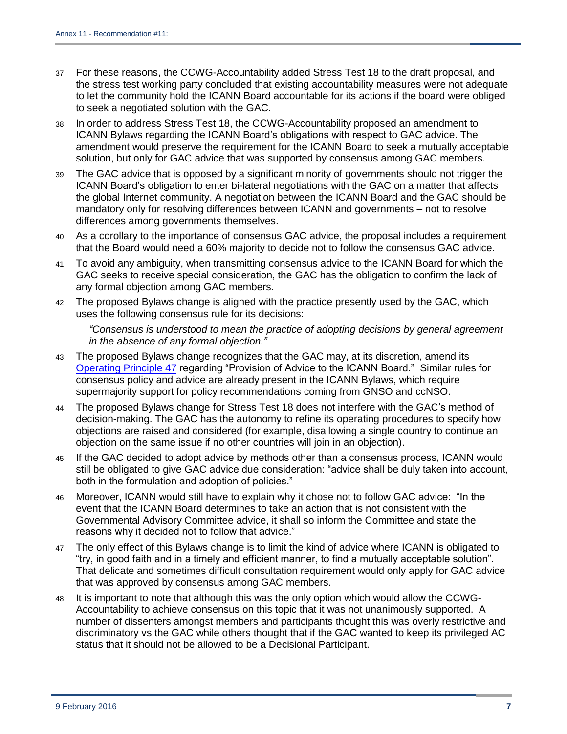37 For these reasons, the CCWG-Accountability added Stress Test 18 to the draft proposal, and the stress test working party concluded that existing accountability measures were not adequate to let the community hold the ICANN Board accountable for its actions if the board were obliged to seek a negotiated solution with the GAC.

38 In order to address Stress Test 18, the CCWG-Accountability proposed an amendment to ICANN Bylaws regarding the ICANN Board's obligations with respect to GAC advice. The amendment would preserve the requirement for the ICANN Board to seek a mutually acceptable solution, but only for GAC advice that was supported by consensus among GAC members.

39 The GAC advice that is opposed by a significant minority of governments should not trigger the ICANN Board's obligation to enter bi-lateral negotiations with the GAC on a matter that affects the global Internet community. A negotiation between the ICANN Board and the GAC should be mandatory only for resolving differences between ICANN and governments – not to resolve differences among governments themselves.

40 As a corollary to the importance of consensus GAC advice, the proposal includes a requirement that the Board would need a 60% majority to decide not to follow the consensus GAC advice.

41 To avoid any ambiguity, when transmitting consensus advice to the ICANN Board for which the GAC seeks to receive special consideration, the GAC has the obligation to confirm the lack of any formal objection among GAC members.

42 The proposed Bylaws change is aligned with the practice presently used by the GAC, which uses the following consensus rule for its decisions:

> *"Consensus is understood to mean the practice of adopting decisions by general agreement in the absence of any formal objection."*

43 The proposed Bylaws change recognizes that the GAC may, at its discretion, amend its Operating Principle 47 regarding "Provision of Advice to the ICANN Board." Similar rules for consensus policy and advice are already present in the ICANN Bylaws, which require supermajority support for policy recommendations coming from GNSO and ccNSO.

44 The proposed Bylaws change for Stress Test 18 does not interfere with the GAC's method of decision-making. The GAC has the autonomy to refine its operating procedures to specify how objections are raised and considered (for example, disallowing a single country to continue an objection on the same issue if no other countries will join in an objection).

45 If the GAC decided to adopt advice by methods other than a consensus process, ICANN would still be obligated to give GAC advice due consideration: "advice shall be duly taken into account, both in the formulation and adoption of policies."

46 Moreover, ICANN would still have to explain why it chose not to follow GAC advice: "In the event that the ICANN Board determines to take an action that is not consistent with the Governmental Advisory Committee advice, it shall so inform the Committee and state the reasons why it decided not to follow that advice."

47 The only effect of this Bylaws change is to limit the kind of advice where ICANN is obligated to "try, in good faith and in a timely and efficient manner, to find a mutually acceptable solution". That delicate and sometimes difficult consultation requirement would only apply for GAC advice that was approved by consensus among GAC members.

48 It is important to note that although this was the only option which would allow the CCWG-Accountability to achieve consensus on this topic that it was not unanimously supported. A number of dissenters amongst members and participants thought this was overly restrictive and discriminatory vs the GAC while others thought that if the GAC wanted to keep its privileged AC status that it should not be allowed to be a Decisional Participant.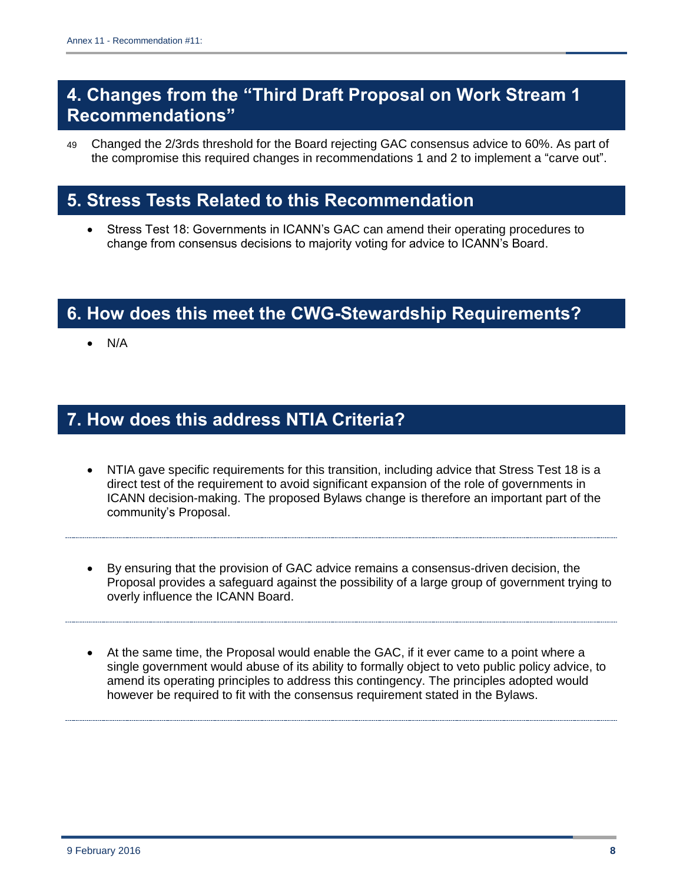## 4. Changes from the "Third Draft Proposal on Work Stream 1 Recommendations"

49 Changed the 2/3rds threshold for the Board rejecting GAC consensus advice to 60%. As part of the compromise this required changes in recommendations 1 and 2 to implement a "carve out".

## 5. Stress Tests Related to this Recommendation

- Stress Test 18: Governments in ICANN's GAC can amend their operating procedures to change from consensus decisions to majority voting for advice to ICANN's Board.

## 6. How does this meet the CWG-Stewardship Requirements?

- N/A

## 7. How does this address NTIA Criteria?

- NTIA gave specific requirements for this transition, including advice that Stress Test 18 is a direct test of the requirement to avoid significant expansion of the role of governments in ICANN decision-making. The proposed Bylaws change is therefore an important part of the community's Proposal.

- By ensuring that the provision of GAC advice remains a consensus-driven decision, the Proposal provides a safeguard against the possibility of a large group of government trying to overly influence the ICANN Board.

- At the same time, the Proposal would enable the GAC, if it ever came to a point where a single government would abuse of its ability to formally object to veto public policy advice, to amend its operating principles to address this contingency. The principles adopted would however be required to fit with the consensus requirement stated in the Bylaws.